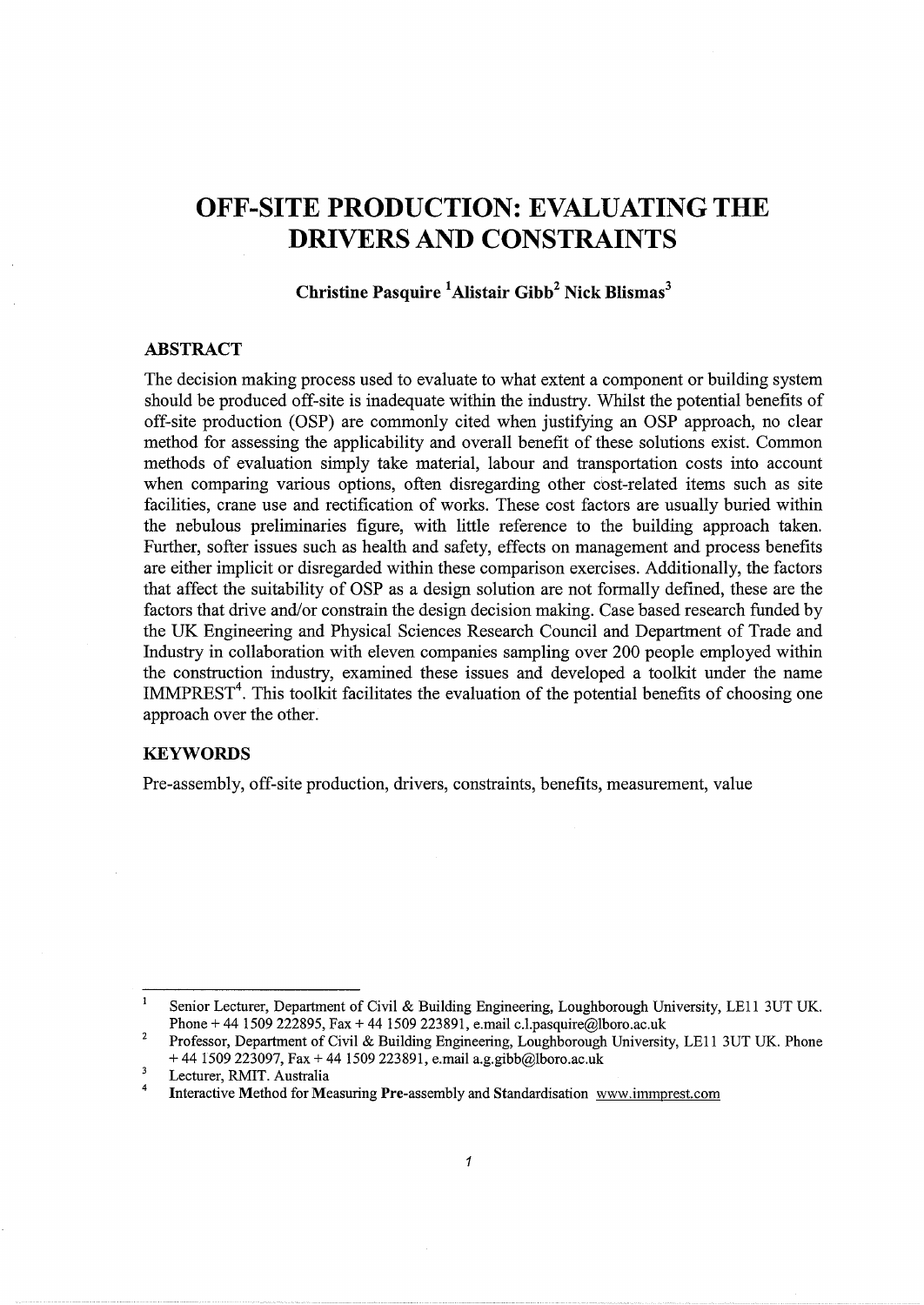# OFF-SITE PRODUCTION: EVALUATING THE DRIVERS AND CONSTRAINTS

**Christine Pasquire [1] Alistair Gibb[2] Nick Blismas[3]**

## ABSTRACT

The decision making process used to evaluate to what extent a component or building system should be produced off-site is inadequate within the industry. Whilst the potential benefits of off-site production (OSP) are commonly cited when justifying an OSP approach, no clear method for assessing the applicability and overall benefit of these solutions exist. Common methods of evaluation simply take material, labour and transportation costs into account when comparing various options, often disregarding other cost-related items such as site facilities, crane use and rectification of works. These cost factors are usually buried within the nebulous preliminaries figure, with little reference to the building approach taken. Further, softer issues such as health and safety, effects on management and process benefits are either implicit or disregarded within these comparison exercises. Additionally, the factors that affect the suitability of OSP as a design solution are not formally defined, these are the factors that drive and/or constrain the design decision making. Case based research funded by the UK Engineering and Physical Sciences Research Council and Department of Trade and Industry in collaboration with eleven companies sampling over 200 people employed within the construction industry, examined these issues and developed a toolkit under the name IMMPREST[4]. This toolkit facilitates the evaluation of the potential benefits of choosing one approach over the other.

## KEYWORDS

Pre-assembly, off-site production, drivers, constraints, benefits, measurement, value

---

[1] Senior Lecturer, Department of Civil & Building Engineering, Loughborough University, LE11 3UT UK. Phone + 44 1509 222895, Fax + 44 1509 223891, e.mail c.l.pasquire@lboro.ac.uk

[2] Professor, Department of Civil & Building Engineering, Loughborough University, LE11 3UT UK. Phone + 44 1509 223097, Fax + 44 1509 223891, e.mail a.g.gibb@lboro.ac.uk

[3] Lecturer, RMIT. Australia

[4] **I**nteractive **M**ethod for **M**easuring **Pre**-assembly and **St**andardisation www.immprest.com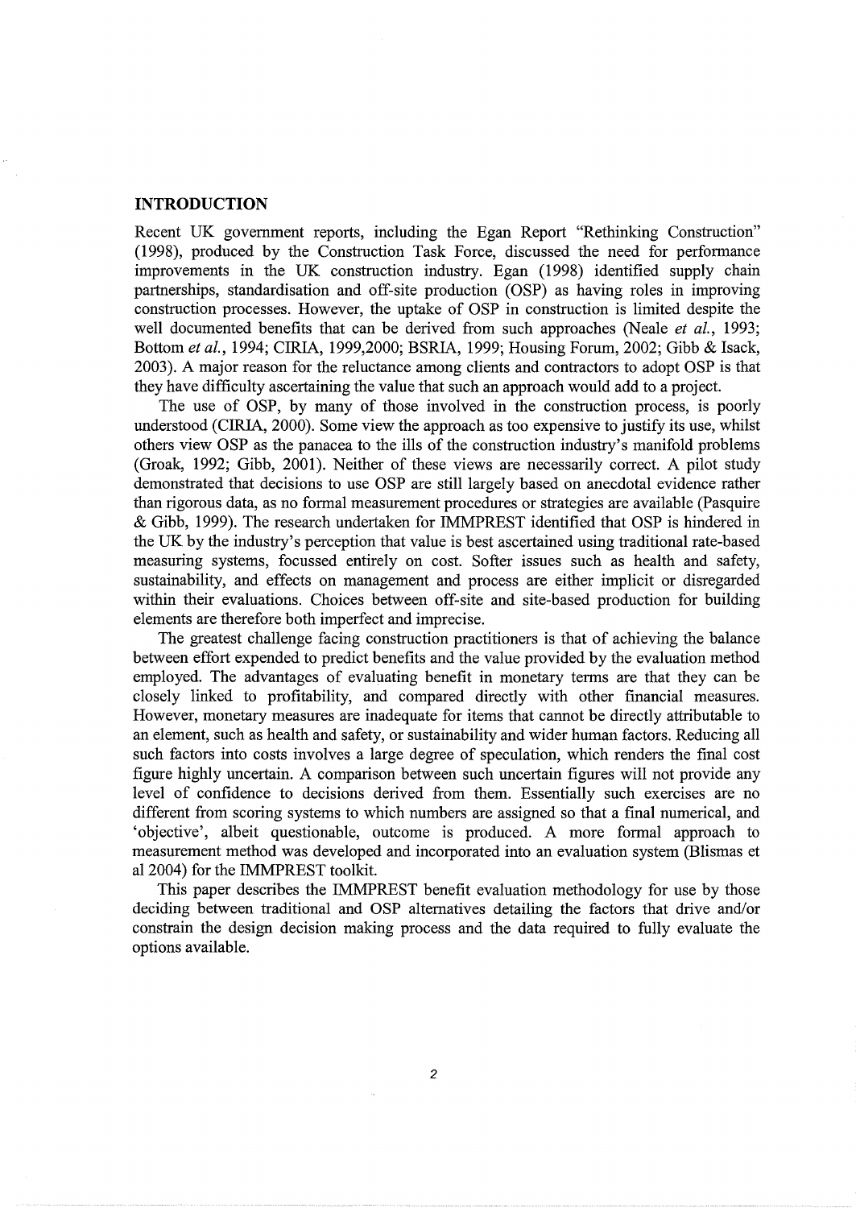## INTRODUCTION

Recent UK government reports, including the Egan Report "Rethinking Construction" (1998), produced by the Construction Task Force, discussed the need for performance improvements in the UK construction industry. Egan (1998) identified supply chain partnerships, standardisation and off-site production (OSP) as having roles in improving construction processes. However, the uptake of OSP in construction is limited despite the well documented benefits that can be derived from such approaches (Neale *et al.*, 1993; Bottom *et al.*, 1994; CIRIA, 1999,2000; BSRIA, 1999; Housing Forum, 2002; Gibb & Isack, 2003). A major reason for the reluctance among clients and contractors to adopt OSP is that they have difficulty ascertaining the value that such an approach would add to a project.

The use of OSP, by many of those involved in the construction process, is poorly understood (CIRIA, 2000). Some view the approach as too expensive to justify its use, whilst others view OSP as the panacea to the ills of the construction industry's manifold problems (Groak, 1992; Gibb, 2001). Neither of these views are necessarily correct. A pilot study demonstrated that decisions to use OSP are still largely based on anecdotal evidence rather than rigorous data, as no formal measurement procedures or strategies are available (Pasquire & Gibb, 1999). The research undertaken for IMMPREST identified that OSP is hindered in the UK by the industry's perception that value is best ascertained using traditional rate-based measuring systems, focussed entirely on cost. Softer issues such as health and safety, sustainability, and effects on management and process are either implicit or disregarded within their evaluations. Choices between off-site and site-based production for building elements are therefore both imperfect and imprecise.

The greatest challenge facing construction practitioners is that of achieving the balance between effort expended to predict benefits and the value provided by the evaluation method employed. The advantages of evaluating benefit in monetary terms are that they can be closely linked to profitability, and compared directly with other financial measures. However, monetary measures are inadequate for items that cannot be directly attributable to an element, such as health and safety, or sustainability and wider human factors. Reducing all such factors into costs involves a large degree of speculation, which renders the final cost figure highly uncertain. A comparison between such uncertain figures will not provide any level of confidence to decisions derived from them. Essentially such exercises are no different from scoring systems to which numbers are assigned so that a final numerical, and 'objective', albeit questionable, outcome is produced. A more formal approach to measurement method was developed and incorporated into an evaluation system (Blismas et al 2004) for the IMMPREST toolkit.

This paper describes the IMMPREST benefit evaluation methodology for use by those deciding between traditional and OSP alternatives detailing the factors that drive and/or constrain the design decision making process and the data required to fully evaluate the options available.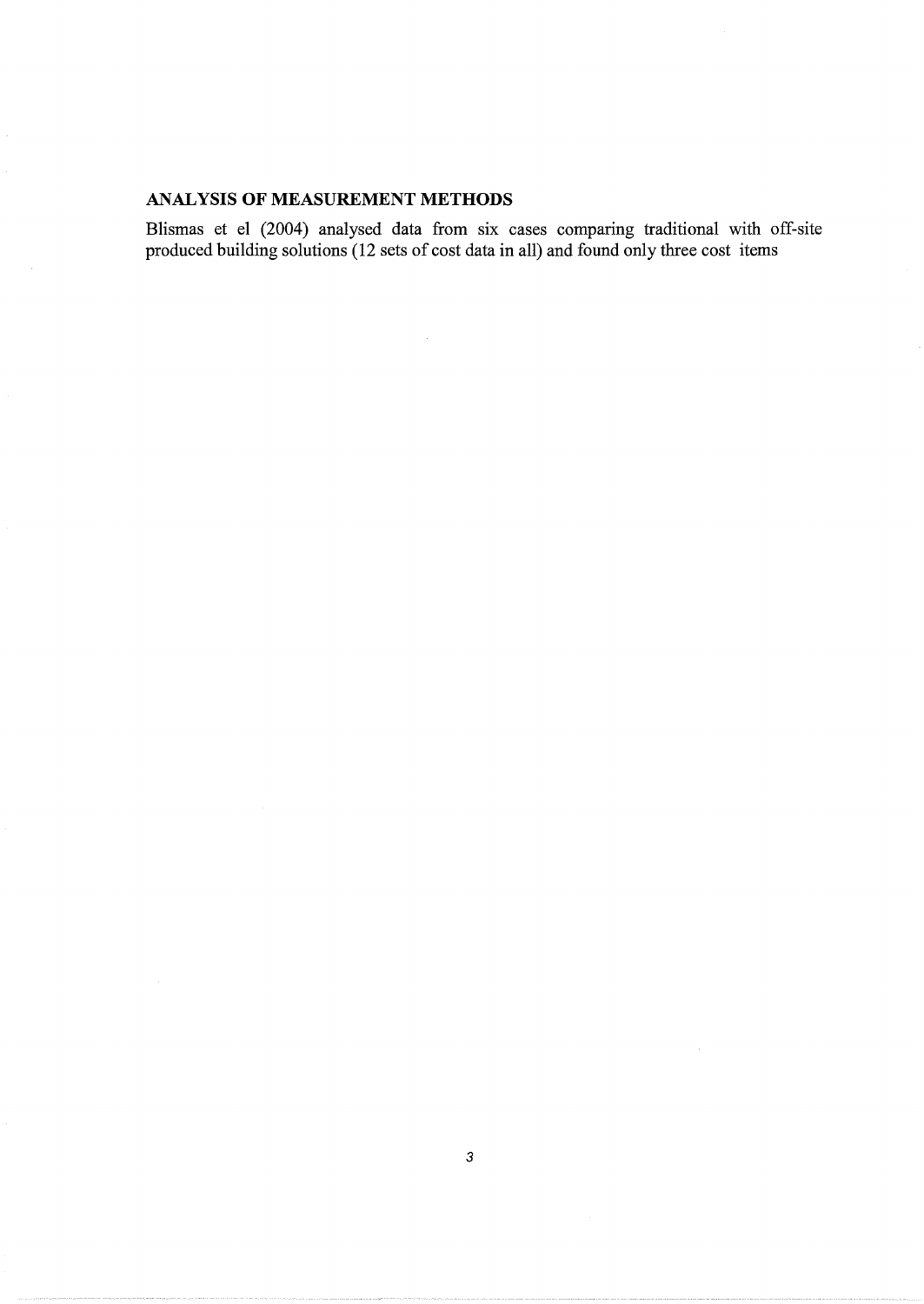## ANALYSIS OF MEASUREMENT METHODS

Blismas et el (2004) analysed data from six cases comparing traditional with off-site produced building solutions (12 sets of cost data in all) and found only three cost items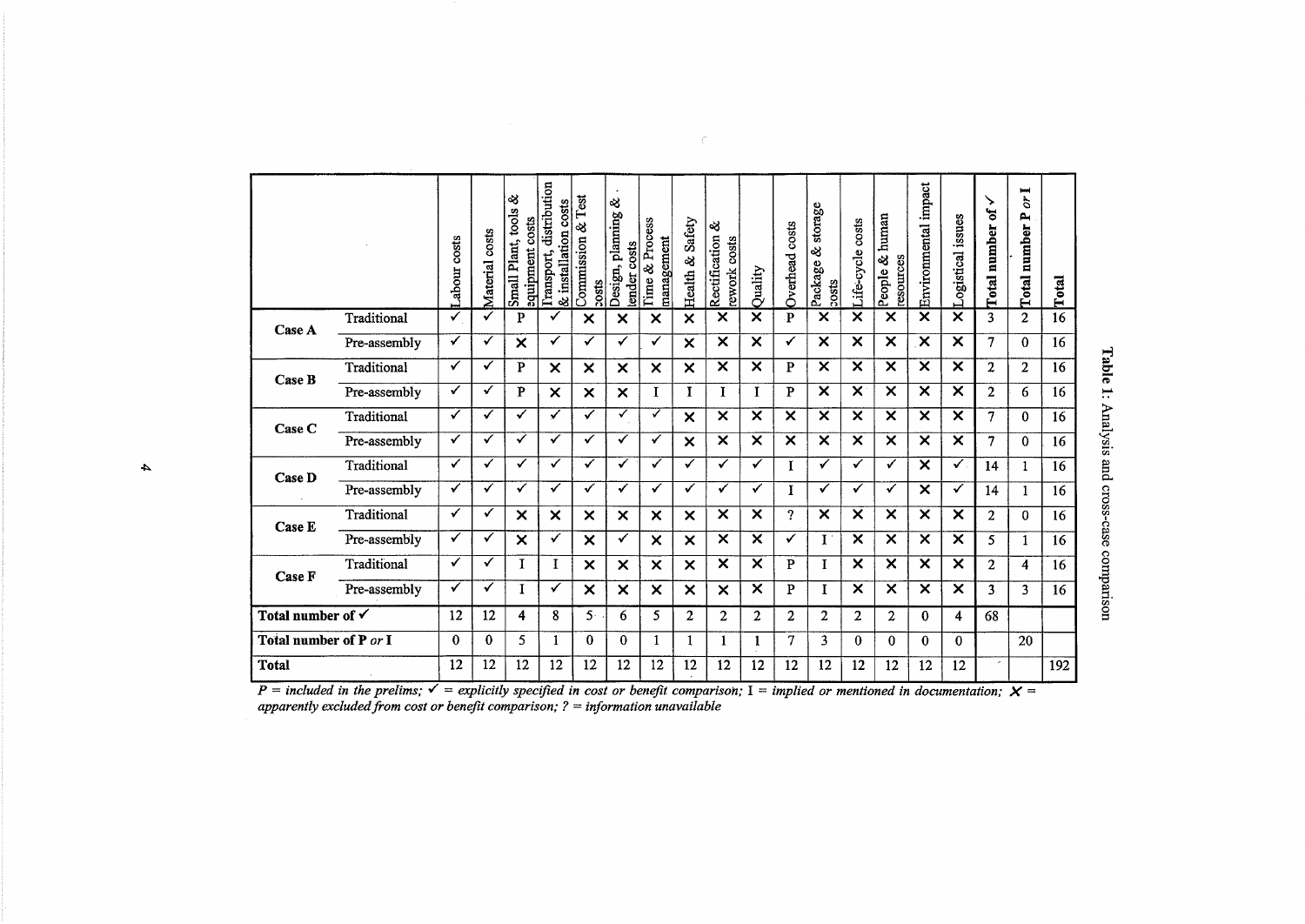**Table 1: Analysis and cross-case comparison**

| | | Labour costs | Material costs | Small Plant, tools & equipment costs | Transport, distribution & installation costs | Commission & Test costs | Design, planning & tender costs | Time & Process management | Health & Safety | Rectification & rework costs | Quality | Overhead costs | Package & storage costs | Life-cycle costs | People & human resources | Environmental impact | Logistical issues | Total number of ✓ | Total number P *or* I | Total |
|---|---|---|---|---|---|---|---|---|---|---|---|---|---|---|---|---|---|---|---|---|
| **Case A** | Traditional | ✓ | ✓ | P | ✓ | ✗ | ✗ | ✗ | ✗ | ✗ | ✗ | P | ✗ | ✗ | ✗ | ✗ | ✗ | 3 | 2 | 16 |
| | Pre-assembly | ✓ | ✓ | ✗ | ✓ | ✓ | ✓ | ✓ | ✗ | ✗ | ✗ | ✓ | ✗ | ✗ | ✗ | ✗ | ✗ | 7 | 0 | 16 |
| **Case B** | Traditional | ✓ | ✓ | P | ✗ | ✗ | ✗ | ✗ | ✗ | ✗ | ✗ | P | ✗ | ✗ | ✗ | ✗ | ✗ | 2 | 2 | 16 |
| | Pre-assembly | ✓ | ✓ | P | ✗ | ✗ | ✗ | I | I | I | I | P | ✗ | ✗ | ✗ | ✗ | ✗ | 2 | 6 | 16 |
| **Case C** | Traditional | ✓ | ✓ | ✓ | ✓ | ✓ | ✓ | ✓ | ✗ | ✗ | ✗ | ✗ | ✗ | ✗ | ✗ | ✗ | ✗ | 7 | 0 | 16 |
| | Pre-assembly | ✓ | ✓ | ✓ | ✓ | ✓ | ✓ | ✓ | ✗ | ✗ | ✗ | ✗ | ✗ | ✗ | ✗ | ✗ | ✗ | 7 | 0 | 16 |
| **Case D** | Traditional | ✓ | ✓ | ✓ | ✓ | ✓ | ✓ | ✓ | ✓ | ✓ | ✓ | I | ✓ | ✓ | ✓ | ✗ | ✓ | 14 | 1 | 16 |
| | Pre-assembly | ✓ | ✓ | ✓ | ✓ | ✓ | ✓ | ✓ | ✓ | ✓ | ✓ | I | ✓ | ✓ | ✓ | ✗ | ✓ | 14 | 1 | 16 |
| **Case E** | Traditional | ✓ | ✓ | ✗ | ✗ | ✗ | ✗ | ✗ | ✗ | ✗ | ✗ | ? | ✗ | ✗ | ✗ | ✗ | ✗ | 2 | 0 | 16 |
| | Pre-assembly | ✓ | ✓ | ✗ | ✓ | ✗ | ✓ | ✗ | ✗ | ✗ | ✗ | ✓ | I | ✗ | ✗ | ✗ | ✗ | 5 | 1 | 16 |
| **Case F** | Traditional | ✓ | ✓ | I | I | ✗ | ✗ | ✗ | ✗ | ✗ | ✗ | P | I | ✗ | ✗ | ✗ | ✗ | 2 | 4 | 16 |
| | Pre-assembly | ✓ | ✓ | I | ✓ | ✗ | ✗ | ✗ | ✗ | ✗ | ✗ | P | I | ✗ | ✗ | ✗ | ✗ | 3 | 3 | 16 |
| **Total number of ✓** | | 12 | 12 | 4 | 8 | 5 | 6 | 5 | 2 | 2 | 2 | 2 | 2 | 2 | 2 | 0 | 4 | 68 | | |
| **Total number of P *or* I** | | 0 | 0 | 5 | 1 | 0 | 0 | 1 | 1 | 1 | 1 | 7 | 3 | 0 | 0 | 0 | 0 | | 20 | |
| **Total** | | 12 | 12 | 12 | 12 | 12 | 12 | 12 | 12 | 12 | 12 | 12 | 12 | 12 | 12 | 12 | 12 | | | 192 |

*P = included in the prelims; ✓ = explicitly specified in cost or benefit comparison;* I *= implied or mentioned in documentation; ✗ = apparently excluded from cost or benefit comparison; ? = information unavailable*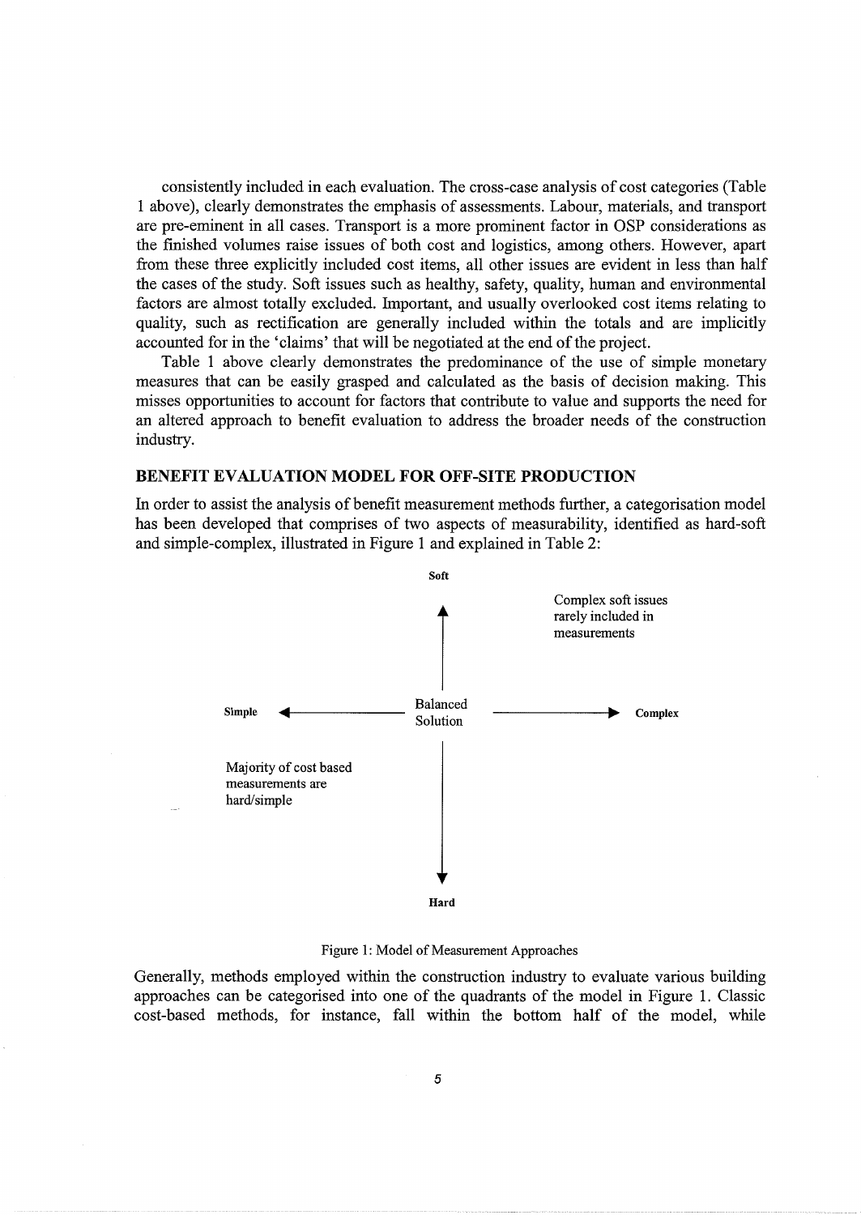consistently included in each evaluation. The cross-case analysis of cost categories (Table 1 above), clearly demonstrates the emphasis of assessments. Labour, materials, and transport are pre-eminent in all cases. Transport is a more prominent factor in OSP considerations as the finished volumes raise issues of both cost and logistics, among others. However, apart from these three explicitly included cost items, all other issues are evident in less than half the cases of the study. Soft issues such as healthy, safety, quality, human and environmental factors are almost totally excluded. Important, and usually overlooked cost items relating to quality, such as rectification are generally included within the totals and are implicitly accounted for in the 'claims' that will be negotiated at the end of the project.

Table 1 above clearly demonstrates the predominance of the use of simple monetary measures that can be easily grasped and calculated as the basis of decision making. This misses opportunities to account for factors that contribute to value and supports the need for an altered approach to benefit evaluation to address the broader needs of the construction industry.

## BENEFIT EVALUATION MODEL FOR OFF-SITE PRODUCTION

In order to assist the analysis of benefit measurement methods further, a categorisation model has been developed that comprises of two aspects of measurability, identified as hard-soft and simple-complex, illustrated in Figure 1 and explained in Table 2:

**Soft**

Complex soft issues rarely included in measurements

**Simple** ← Balanced Solution → **Complex**

Majority of cost based measurements are hard/simple

**Hard**

Figure 1: Model of Measurement Approaches

Generally, methods employed within the construction industry to evaluate various building approaches can be categorised into one of the quadrants of the model in Figure 1. Classic cost-based methods, for instance, fall within the bottom half of the model, while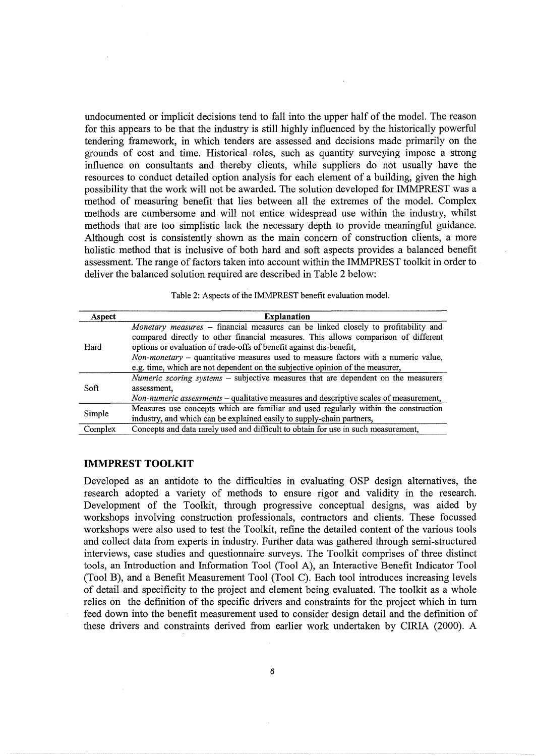undocumented or implicit decisions tend to fall into the upper half of the model. The reason for this appears to be that the industry is still highly influenced by the historically powerful tendering framework, in which tenders are assessed and decisions made primarily on the grounds of cost and time. Historical roles, such as quantity surveying impose a strong influence on consultants and thereby clients, while suppliers do not usually have the resources to conduct detailed option analysis for each element of a building, given the high possibility that the work will not be awarded. The solution developed for IMMPREST was a method of measuring benefit that lies between all the extremes of the model. Complex methods are cumbersome and will not entice widespread use within the industry, whilst methods that are too simplistic lack the necessary depth to provide meaningful guidance. Although cost is consistently shown as the main concern of construction clients, a more holistic method that is inclusive of both hard and soft aspects provides a balanced benefit assessment. The range of factors taken into account within the IMMPREST toolkit in order to deliver the balanced solution required are described in Table 2 below:

Table 2: Aspects of the IMMPREST benefit evaluation model.

| Aspect | Explanation |
| --- | --- |
| Hard | *Monetary measures* – financial measures can be linked closely to profitability and compared directly to other financial measures. This allows comparison of different options or evaluation of trade-offs of benefit against dis-benefit, <br> *Non-monetary* – quantitative measures used to measure factors with a numeric value, e.g. time, which are not dependent on the subjective opinion of the measurer, |
| Soft | *Numeric scoring systems* – subjective measures that are dependent on the measurers assessment, <br> *Non-numeric assessments* – qualitative measures and descriptive scales of measurement, |
| Simple | Measures use concepts which are familiar and used regularly within the construction industry, and which can be explained easily to supply-chain partners, |
| Complex | Concepts and data rarely used and difficult to obtain for use in such measurement, |

## IMMPREST TOOLKIT

Developed as an antidote to the difficulties in evaluating OSP design alternatives, the research adopted a variety of methods to ensure rigor and validity in the research. Development of the Toolkit, through progressive conceptual designs, was aided by workshops involving construction professionals, contractors and clients. These focussed workshops were also used to test the Toolkit, refine the detailed content of the various tools and collect data from experts in industry. Further data was gathered through semi-structured interviews, case studies and questionnaire surveys. The Toolkit comprises of three distinct tools, an Introduction and Information Tool (Tool A), an Interactive Benefit Indicator Tool (Tool B), and a Benefit Measurement Tool (Tool C). Each tool introduces increasing levels of detail and specificity to the project and element being evaluated. The toolkit as a whole relies on the definition of the specific drivers and constraints for the project which in turn feed down into the benefit measurement used to consider design detail and the definition of these drivers and constraints derived from earlier work undertaken by CIRIA (2000). A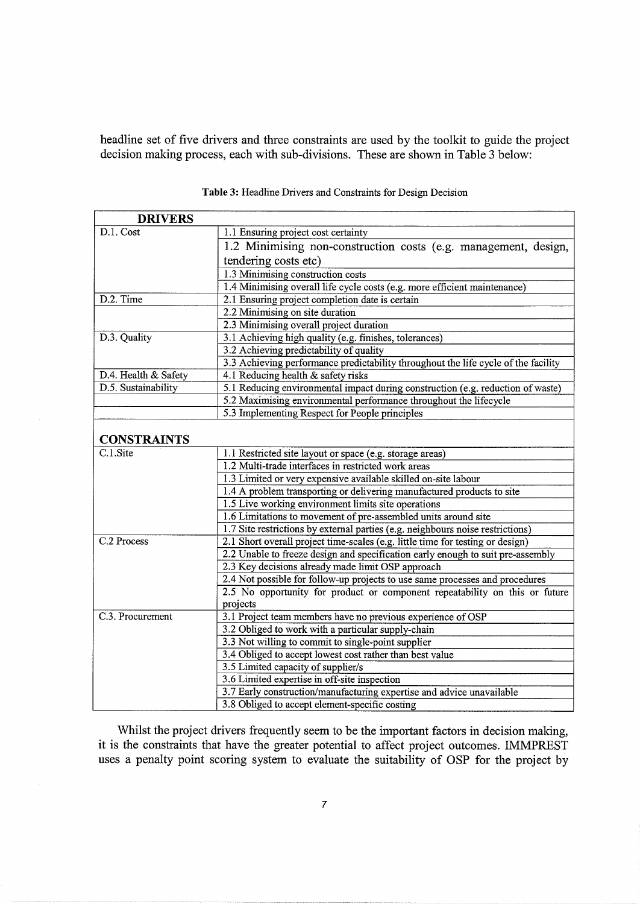headline set of five drivers and three constraints are used by the toolkit to guide the project decision making process, each with sub-divisions. These are shown in Table 3 below:

**Table 3:** Headline Drivers and Constraints for Design Decision

| **DRIVERS** | |
|---|---|
| D.1. Cost | 1.1 Ensuring project cost certainty |
| | 1.2 Minimising non-construction costs (e.g. management, design, tendering costs etc) |
| | 1.3 Minimising construction costs |
| | 1.4 Minimising overall life cycle costs (e.g. more efficient maintenance) |
| D.2. Time | 2.1 Ensuring project completion date is certain |
| | 2.2 Minimising on site duration |
| | 2.3 Minimising overall project duration |
| D.3. Quality | 3.1 Achieving high quality (e.g. finishes, tolerances) |
| | 3.2 Achieving predictability of quality |
| | 3.3 Achieving performance predictability throughout the life cycle of the facility |
| D.4. Health & Safety | 4.1 Reducing health & safety risks |
| D.5. Sustainability | 5.1 Reducing environmental impact during construction (e.g. reduction of waste) |
| | 5.2 Maximising environmental performance throughout the lifecycle |
| | 5.3 Implementing Respect for People principles |
| **CONSTRAINTS** | |
| C.1.Site | 1.1 Restricted site layout or space (e.g. storage areas) |
| | 1.2 Multi-trade interfaces in restricted work areas |
| | 1.3 Limited or very expensive available skilled on-site labour |
| | 1.4 A problem transporting or delivering manufactured products to site |
| | 1.5 Live working environment limits site operations |
| | 1.6 Limitations to movement of pre-assembled units around site |
| | 1.7 Site restrictions by external parties (e.g. neighbours noise restrictions) |
| C.2 Process | 2.1 Short overall project time-scales (e.g. little time for testing or design) |
| | 2.2 Unable to freeze design and specification early enough to suit pre-assembly |
| | 2.3 Key decisions already made limit OSP approach |
| | 2.4 Not possible for follow-up projects to use same processes and procedures |
| | 2.5 No opportunity for product or component repeatability on this or future projects |
| C.3. Procurement | 3.1 Project team members have no previous experience of OSP |
| | 3.2 Obliged to work with a particular supply-chain |
| | 3.3 Not willing to commit to single-point supplier |
| | 3.4 Obliged to accept lowest cost rather than best value |
| | 3.5 Limited capacity of supplier/s |
| | 3.6 Limited expertise in off-site inspection |
| | 3.7 Early construction/manufacturing expertise and advice unavailable |
| | 3.8 Obliged to accept element-specific costing |

Whilst the project drivers frequently seem to be the important factors in decision making, it is the constraints that have the greater potential to affect project outcomes. IMMPREST uses a penalty point scoring system to evaluate the suitability of OSP for the project by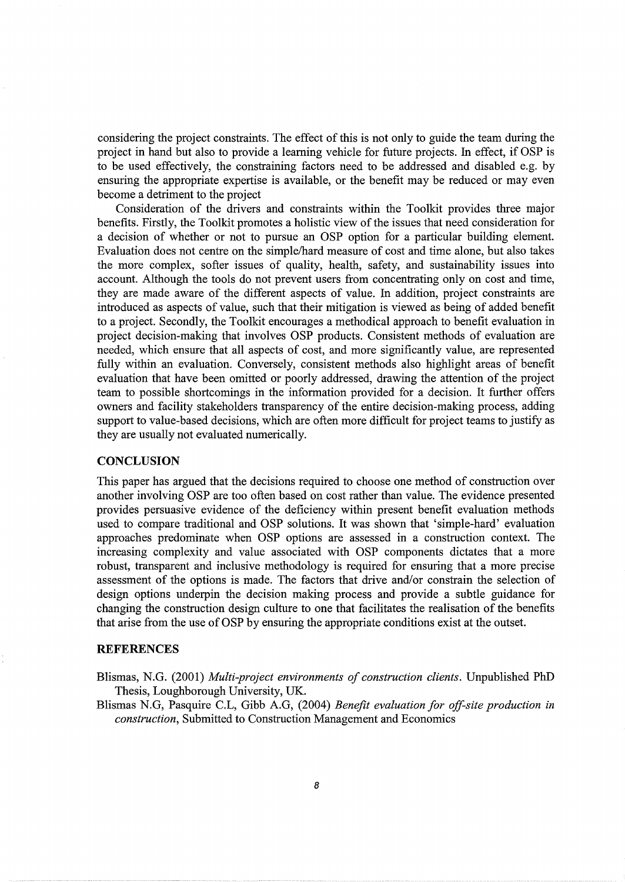considering the project constraints. The effect of this is not only to guide the team during the project in hand but also to provide a learning vehicle for future projects. In effect, if OSP is to be used effectively, the constraining factors need to be addressed and disabled e.g. by ensuring the appropriate expertise is available, or the benefit may be reduced or may even become a detriment to the project

Consideration of the drivers and constraints within the Toolkit provides three major benefits. Firstly, the Toolkit promotes a holistic view of the issues that need consideration for a decision of whether or not to pursue an OSP option for a particular building element. Evaluation does not centre on the simple/hard measure of cost and time alone, but also takes the more complex, softer issues of quality, health, safety, and sustainability issues into account. Although the tools do not prevent users from concentrating only on cost and time, they are made aware of the different aspects of value. In addition, project constraints are introduced as aspects of value, such that their mitigation is viewed as being of added benefit to a project. Secondly, the Toolkit encourages a methodical approach to benefit evaluation in project decision-making that involves OSP products. Consistent methods of evaluation are needed, which ensure that all aspects of cost, and more significantly value, are represented fully within an evaluation. Conversely, consistent methods also highlight areas of benefit evaluation that have been omitted or poorly addressed, drawing the attention of the project team to possible shortcomings in the information provided for a decision. It further offers owners and facility stakeholders transparency of the entire decision-making process, adding support to value-based decisions, which are often more difficult for project teams to justify as they are usually not evaluated numerically.

## CONCLUSION

This paper has argued that the decisions required to choose one method of construction over another involving OSP are too often based on cost rather than value. The evidence presented provides persuasive evidence of the deficiency within present benefit evaluation methods used to compare traditional and OSP solutions. It was shown that 'simple-hard' evaluation approaches predominate when OSP options are assessed in a construction context. The increasing complexity and value associated with OSP components dictates that a more robust, transparent and inclusive methodology is required for ensuring that a more precise assessment of the options is made. The factors that drive and/or constrain the selection of design options underpin the decision making process and provide a subtle guidance for changing the construction design culture to one that facilitates the realisation of the benefits that arise from the use of OSP by ensuring the appropriate conditions exist at the outset.

## REFERENCES

Blismas, N.G. (2001) *Multi-project environments of construction clients*. Unpublished PhD Thesis, Loughborough University, UK.

Blismas N.G, Pasquire C.L, Gibb A.G, (2004) *Benefit evaluation for off-site production in construction*, Submitted to Construction Management and Economics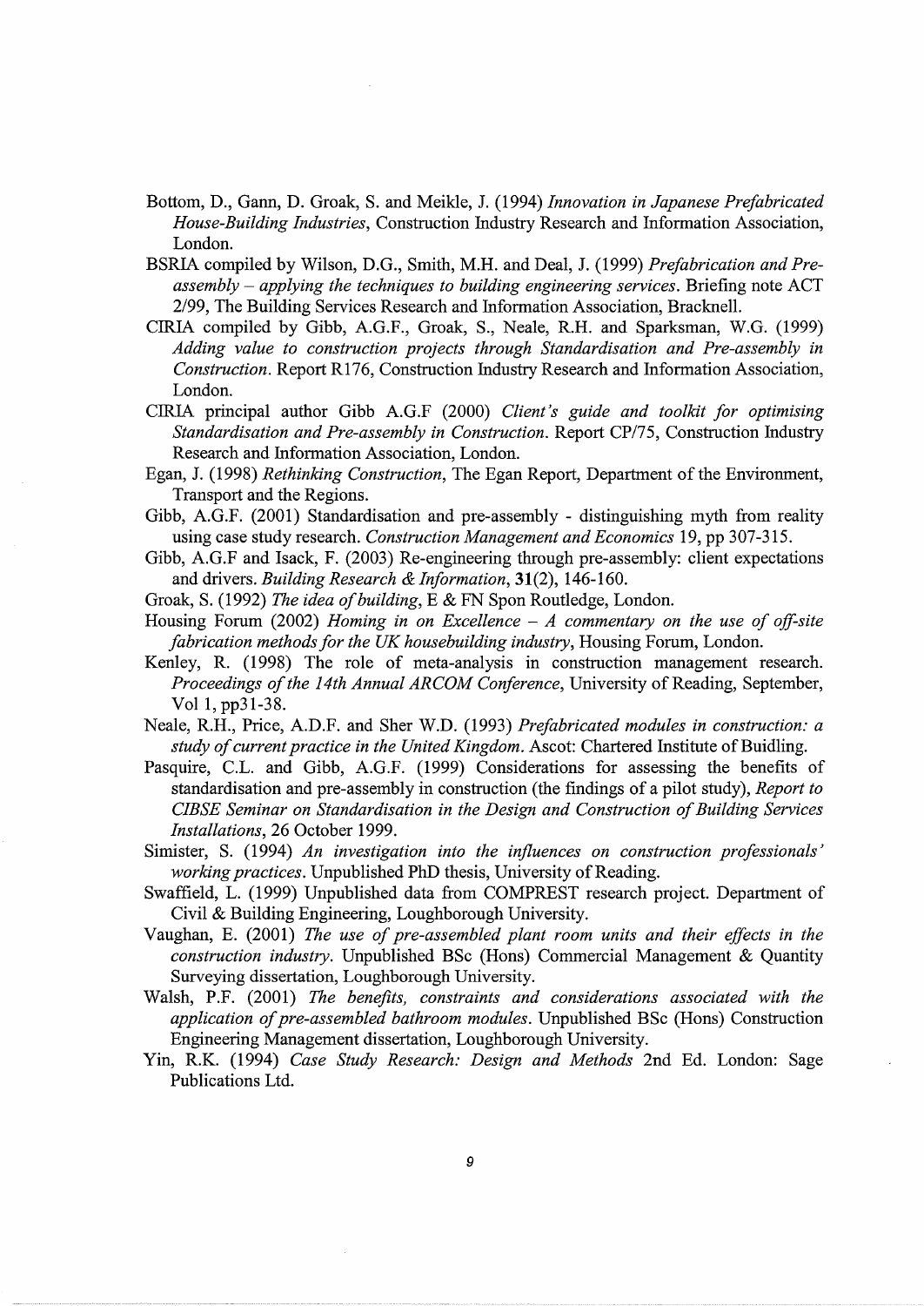Bottom, D., Gann, D. Groak, S. and Meikle, J. (1994) *Innovation in Japanese Prefabricated House-Building Industries*, Construction Industry Research and Information Association, London.

BSRIA compiled by Wilson, D.G., Smith, M.H. and Deal, J. (1999) *Prefabrication and Pre-assembly – applying the techniques to building engineering services*. Briefing note ACT 2/99, The Building Services Research and Information Association, Bracknell.

CIRIA compiled by Gibb, A.G.F., Groak, S., Neale, R.H. and Sparksman, W.G. (1999) *Adding value to construction projects through Standardisation and Pre-assembly in Construction*. Report R176, Construction Industry Research and Information Association, London.

CIRIA principal author Gibb A.G.F (2000) *Client's guide and toolkit for optimising Standardisation and Pre-assembly in Construction*. Report CP/75, Construction Industry Research and Information Association, London.

Egan, J. (1998) *Rethinking Construction*, The Egan Report, Department of the Environment, Transport and the Regions.

Gibb, A.G.F. (2001) Standardisation and pre-assembly - distinguishing myth from reality using case study research. *Construction Management and Economics* 19, pp 307-315.

Gibb, A.G.F and Isack, F. (2003) Re-engineering through pre-assembly: client expectations and drivers. *Building Research & Information*, **31**(2), 146-160.

Groak, S. (1992) *The idea of building*, E & FN Spon Routledge, London.

Housing Forum (2002) *Homing in on Excellence – A commentary on the use of off-site fabrication methods for the UK housebuilding industry*, Housing Forum, London.

Kenley, R. (1998) The role of meta-analysis in construction management research. *Proceedings of the 14th Annual ARCOM Conference*, University of Reading, September, Vol 1, pp31-38.

Neale, R.H., Price, A.D.F. and Sher W.D. (1993) *Prefabricated modules in construction: a study of current practice in the United Kingdom*. Ascot: Chartered Institute of Buidling.

Pasquire, C.L. and Gibb, A.G.F. (1999) Considerations for assessing the benefits of standardisation and pre-assembly in construction (the findings of a pilot study), *Report to CIBSE Seminar on Standardisation in the Design and Construction of Building Services Installations*, 26 October 1999.

Simister, S. (1994) *An investigation into the influences on construction professionals' working practices*. Unpublished PhD thesis, University of Reading.

Swaffield, L. (1999) Unpublished data from COMPREST research project. Department of Civil & Building Engineering, Loughborough University.

Vaughan, E. (2001) *The use of pre-assembled plant room units and their effects in the construction industry*. Unpublished BSc (Hons) Commercial Management & Quantity Surveying dissertation, Loughborough University.

Walsh, P.F. (2001) *The benefits, constraints and considerations associated with the application of pre-assembled bathroom modules*. Unpublished BSc (Hons) Construction Engineering Management dissertation, Loughborough University.

Yin, R.K. (1994) *Case Study Research: Design and Methods* 2nd Ed. London: Sage Publications Ltd.